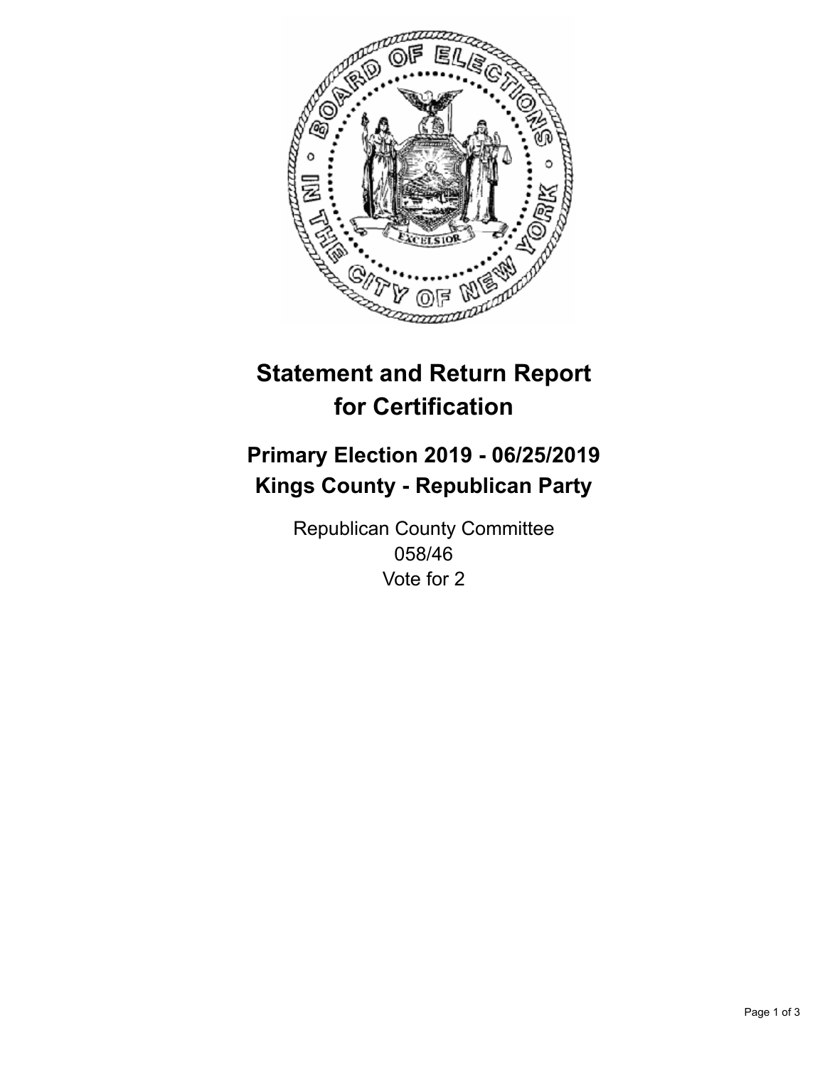# Statement and Return Report for Certification

## Primary Election 2019 - 06/25/2019
## Kings County - Republican Party

Republican County Committee
058/46
Vote for 2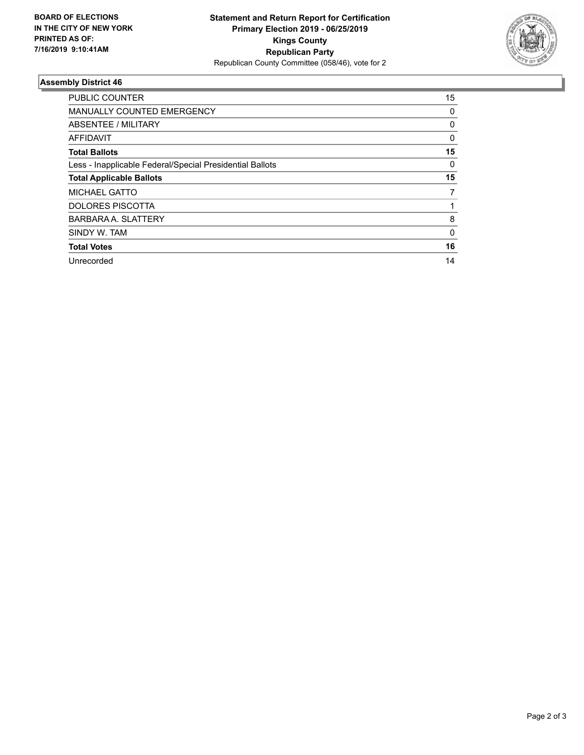BOARD OF ELECTIONS
IN THE CITY OF NEW YORK
PRINTED AS OF:
7/16/2019 9:10:41AM

**Statement and Return Report for Certification**
**Primary Election 2019 - 06/25/2019**
**Kings County**
**Republican Party**
Republican County Committee (058/46), vote for 2

### Assembly District 46

| | |
|---|---|
| PUBLIC COUNTER | 15 |
| MANUALLY COUNTED EMERGENCY | 0 |
| ABSENTEE / MILITARY | 0 |
| AFFIDAVIT | 0 |
| **Total Ballots** | **15** |
| Less - Inapplicable Federal/Special Presidential Ballots | 0 |
| **Total Applicable Ballots** | **15** |
| MICHAEL GATTO | 7 |
| DOLORES PISCOTTA | 1 |
| BARBARA A. SLATTERY | 8 |
| SINDY W. TAM | 0 |
| **Total Votes** | **16** |
| Unrecorded | 14 |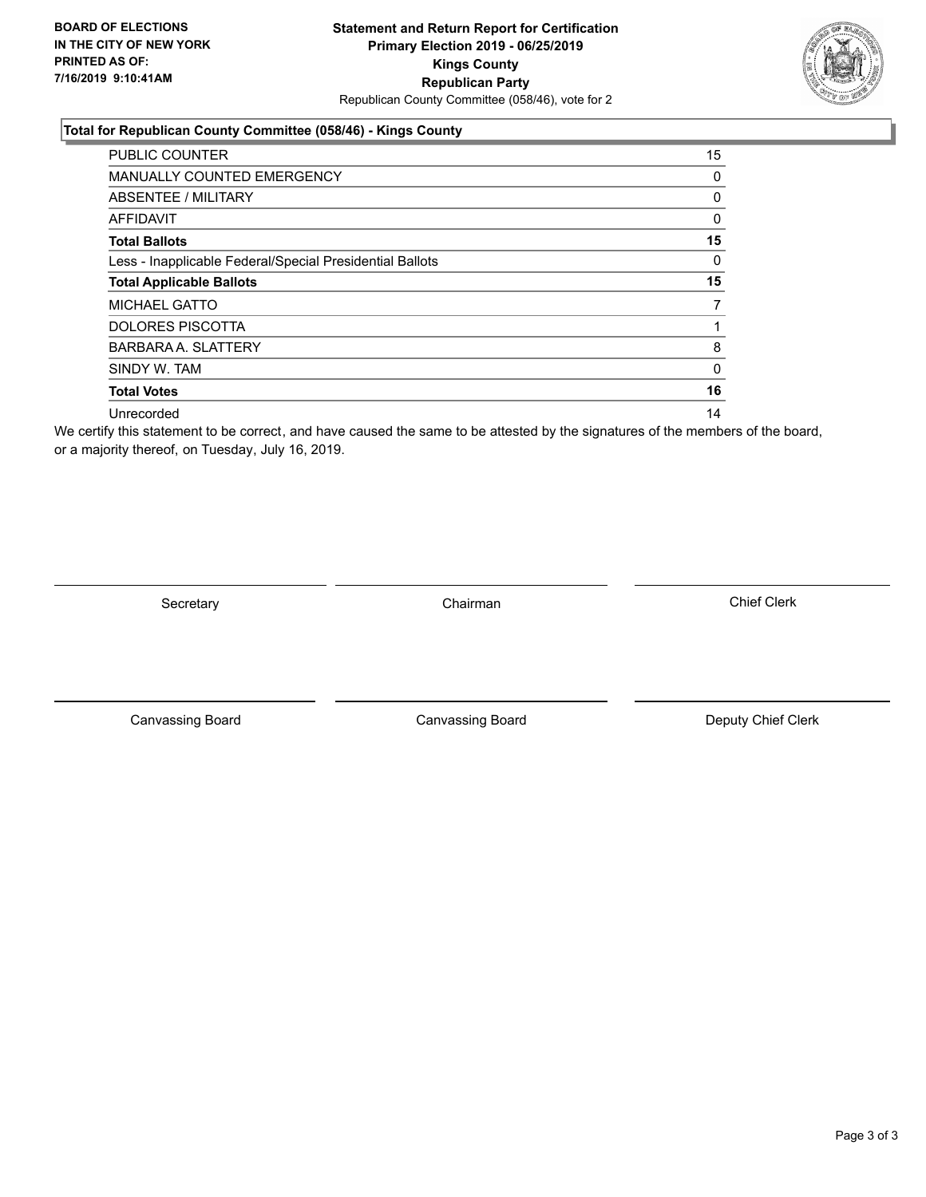**BOARD OF ELECTIONS IN THE CITY OF NEW YORK PRINTED AS OF: 7/16/2019 9:10:41AM**

**Statement and Return Report for Certification Primary Election 2019 - 06/25/2019 Kings County Republican Party**
Republican County Committee (058/46), vote for 2

### Total for Republican County Committee (058/46) - Kings County

| | |
|---|---|
| PUBLIC COUNTER | 15 |
| MANUALLY COUNTED EMERGENCY | 0 |
| ABSENTEE / MILITARY | 0 |
| AFFIDAVIT | 0 |
| **Total Ballots** | **15** |
| Less - Inapplicable Federal/Special Presidential Ballots | 0 |
| **Total Applicable Ballots** | **15** |
| MICHAEL GATTO | 7 |
| DOLORES PISCOTTA | 1 |
| BARBARA A. SLATTERY | 8 |
| SINDY W. TAM | 0 |
| **Total Votes** | **16** |
| Unrecorded | 14 |

We certify this statement to be correct, and have caused the same to be attested by the signatures of the members of the board, or a majority thereof, on Tuesday, July 16, 2019.

Secretary | Chairman | Chief Clerk

Canvassing Board | Canvassing Board | Deputy Chief Clerk